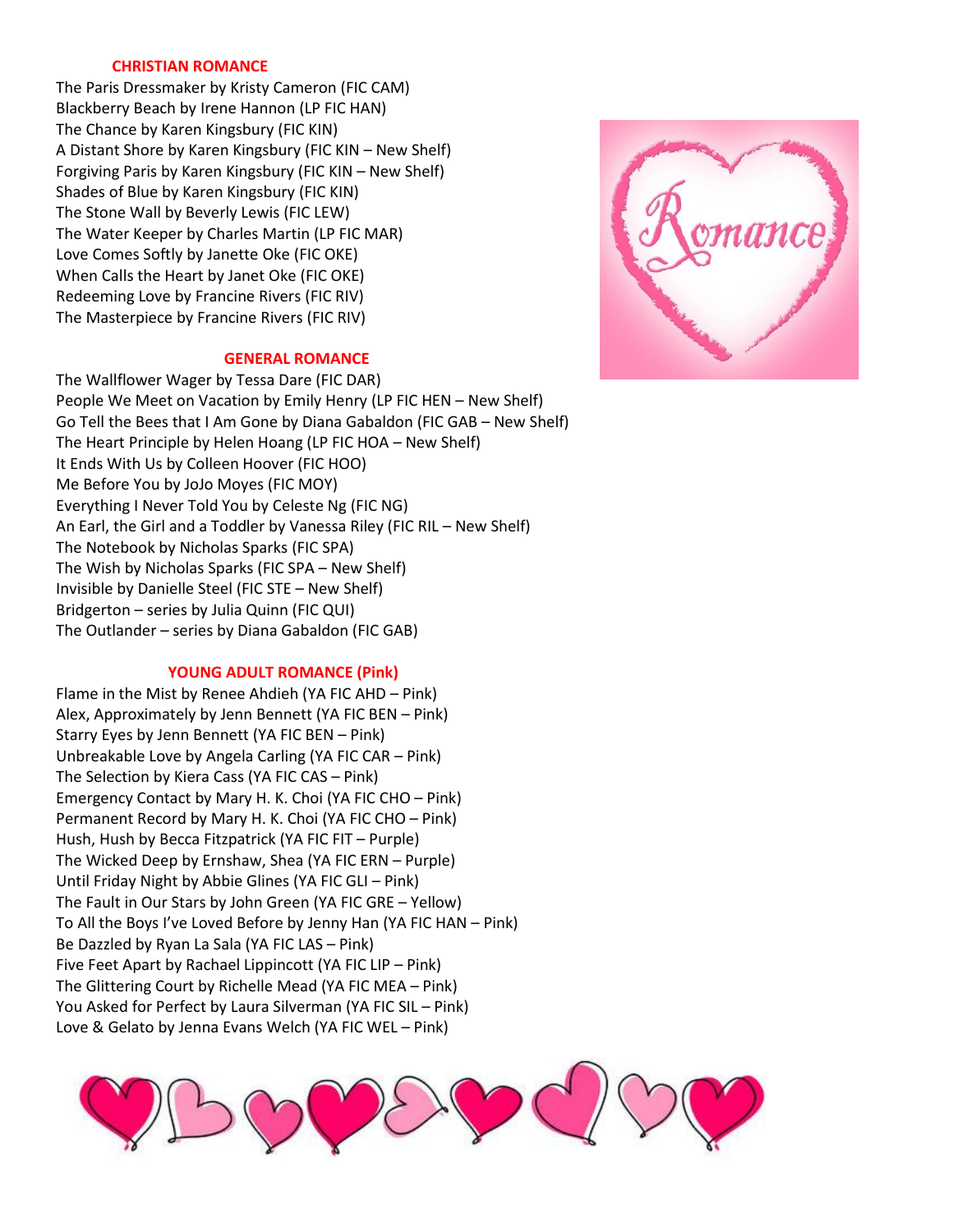## CHRISTIAN ROMANCE

The Paris Dressmaker by Kristy Cameron (FIC CAM)
Blackberry Beach by Irene Hannon (LP FIC HAN)
The Chance by Karen Kingsbury (FIC KIN)
A Distant Shore by Karen Kingsbury (FIC KIN – New Shelf)
Forgiving Paris by Karen Kingsbury (FIC KIN – New Shelf)
Shades of Blue by Karen Kingsbury (FIC KIN)
The Stone Wall by Beverly Lewis (FIC LEW)
The Water Keeper by Charles Martin (LP FIC MAR)
Love Comes Softly by Janette Oke (FIC OKE)
When Calls the Heart by Janet Oke (FIC OKE)
Redeeming Love by Francine Rivers (FIC RIV)
The Masterpiece by Francine Rivers (FIC RIV)

## GENERAL ROMANCE

The Wallflower Wager by Tessa Dare (FIC DAR)
People We Meet on Vacation by Emily Henry (LP FIC HEN – New Shelf)
Go Tell the Bees that I Am Gone by Diana Gabaldon (FIC GAB – New Shelf)
The Heart Principle by Helen Hoang (LP FIC HOA – New Shelf)
It Ends With Us by Colleen Hoover (FIC HOO)
Me Before You by JoJo Moyes (FIC MOY)
Everything I Never Told You by Celeste Ng (FIC NG)
An Earl, the Girl and a Toddler by Vanessa Riley (FIC RIL – New Shelf)
The Notebook by Nicholas Sparks (FIC SPA)
The Wish by Nicholas Sparks (FIC SPA – New Shelf)
Invisible by Danielle Steel (FIC STE – New Shelf)
Bridgerton – series by Julia Quinn (FIC QUI)
The Outlander – series by Diana Gabaldon (FIC GAB)

## YOUNG ADULT ROMANCE (Pink)

Flame in the Mist by Renee Ahdieh (YA FIC AHD – Pink)
Alex, Approximately by Jenn Bennett (YA FIC BEN – Pink)
Starry Eyes by Jenn Bennett (YA FIC BEN – Pink)
Unbreakable Love by Angela Carling (YA FIC CAR – Pink)
The Selection by Kiera Cass (YA FIC CAS – Pink)
Emergency Contact by Mary H. K. Choi (YA FIC CHO – Pink)
Permanent Record by Mary H. K. Choi (YA FIC CHO – Pink)
Hush, Hush by Becca Fitzpatrick (YA FIC FIT – Purple)
The Wicked Deep by Ernshaw, Shea (YA FIC ERN – Purple)
Until Friday Night by Abbie Glines (YA FIC GLI – Pink)
The Fault in Our Stars by John Green (YA FIC GRE – Yellow)
To All the Boys I've Loved Before by Jenny Han (YA FIC HAN – Pink)
Be Dazzled by Ryan La Sala (YA FIC LAS – Pink)
Five Feet Apart by Rachael Lippincott (YA FIC LIP – Pink)
The Glittering Court by Richelle Mead (YA FIC MEA – Pink)
You Asked for Perfect by Laura Silverman (YA FIC SIL – Pink)
Love & Gelato by Jenna Evans Welch (YA FIC WEL – Pink)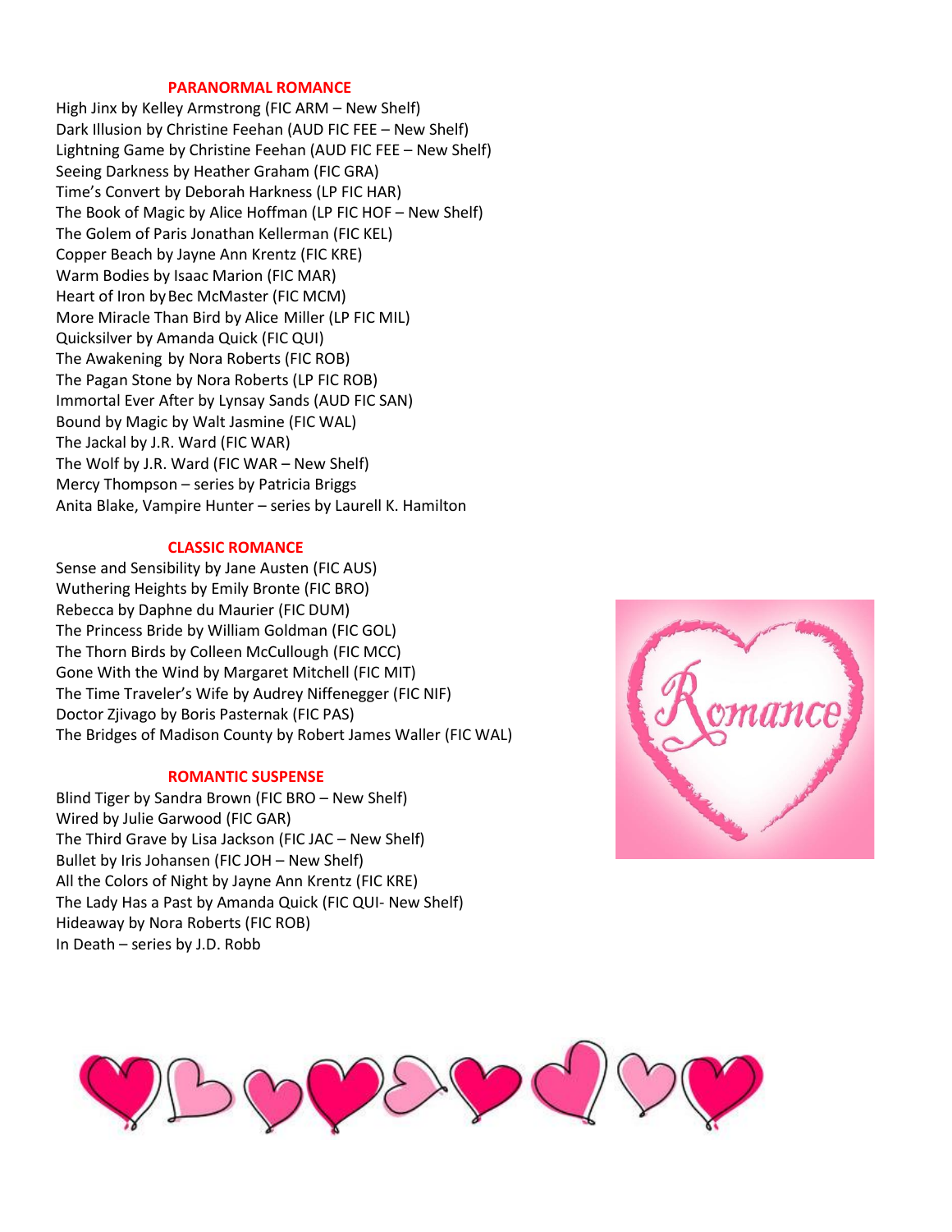## PARANORMAL ROMANCE

High Jinx by Kelley Armstrong (FIC ARM – New Shelf)
Dark Illusion by Christine Feehan (AUD FIC FEE – New Shelf)
Lightning Game by Christine Feehan (AUD FIC FEE – New Shelf)
Seeing Darkness by Heather Graham (FIC GRA)
Time's Convert by Deborah Harkness (LP FIC HAR)
The Book of Magic by Alice Hoffman (LP FIC HOF – New Shelf)
The Golem of Paris Jonathan Kellerman (FIC KEL)
Copper Beach by Jayne Ann Krentz (FIC KRE)
Warm Bodies by Isaac Marion (FIC MAR)
Heart of Iron by Bec McMaster (FIC MCM)
More Miracle Than Bird by Alice Miller (LP FIC MIL)
Quicksilver by Amanda Quick (FIC QUI)
The Awakening by Nora Roberts (FIC ROB)
The Pagan Stone by Nora Roberts (LP FIC ROB)
Immortal Ever After by Lynsay Sands (AUD FIC SAN)
Bound by Magic by Walt Jasmine (FIC WAL)
The Jackal by J.R. Ward (FIC WAR)
The Wolf by J.R. Ward (FIC WAR – New Shelf)
Mercy Thompson – series by Patricia Briggs
Anita Blake, Vampire Hunter – series by Laurell K. Hamilton

## CLASSIC ROMANCE

Sense and Sensibility by Jane Austen (FIC AUS)
Wuthering Heights by Emily Bronte (FIC BRO)
Rebecca by Daphne du Maurier (FIC DUM)
The Princess Bride by William Goldman (FIC GOL)
The Thorn Birds by Colleen McCullough (FIC MCC)
Gone With the Wind by Margaret Mitchell (FIC MIT)
The Time Traveler's Wife by Audrey Niffenegger (FIC NIF)
Doctor Zjivago by Boris Pasternak (FIC PAS)
The Bridges of Madison County by Robert James Waller (FIC WAL)

## ROMANTIC SUSPENSE

Blind Tiger by Sandra Brown (FIC BRO – New Shelf)
Wired by Julie Garwood (FIC GAR)
The Third Grave by Lisa Jackson (FIC JAC – New Shelf)
Bullet by Iris Johansen (FIC JOH – New Shelf)
All the Colors of Night by Jayne Ann Krentz (FIC KRE)
The Lady Has a Past by Amanda Quick (FIC QUI- New Shelf)
Hideaway by Nora Roberts (FIC ROB)
In Death – series by J.D. Robb